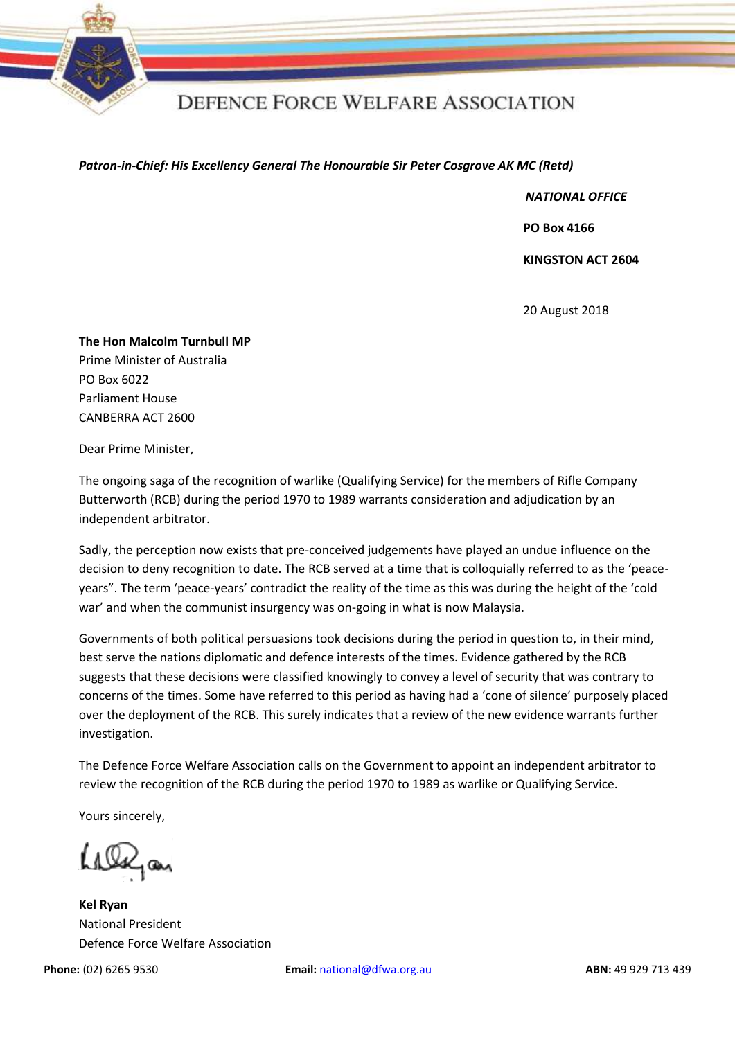# DEFENCE FORCE WELFARE ASSOCIATION

***Patron-in-Chief: His Excellency General The Honourable Sir Peter Cosgrove AK MC (Retd)***

***NATIONAL OFFICE***

**PO Box 4166**

**KINGSTON ACT 2604**

20 August 2018

**The Hon Malcolm Turnbull MP**
Prime Minister of Australia
PO Box 6022
Parliament House
CANBERRA ACT 2600

Dear Prime Minister,

The ongoing saga of the recognition of warlike (Qualifying Service) for the members of Rifle Company Butterworth (RCB) during the period 1970 to 1989 warrants consideration and adjudication by an independent arbitrator.

Sadly, the perception now exists that pre-conceived judgements have played an undue influence on the decision to deny recognition to date. The RCB served at a time that is colloquially referred to as the 'peace-years". The term 'peace-years' contradict the reality of the time as this was during the height of the 'cold war' and when the communist insurgency was on-going in what is now Malaysia.

Governments of both political persuasions took decisions during the period in question to, in their mind, best serve the nations diplomatic and defence interests of the times. Evidence gathered by the RCB suggests that these decisions were classified knowingly to convey a level of security that was contrary to concerns of the times. Some have referred to this period as having had a 'cone of silence' purposely placed over the deployment of the RCB. This surely indicates that a review of the new evidence warrants further investigation.

The Defence Force Welfare Association calls on the Government to appoint an independent arbitrator to review the recognition of the RCB during the period 1970 to 1989 as warlike or Qualifying Service.

Yours sincerely,

**Kel Ryan**
National President
Defence Force Welfare Association

**Phone:** (02) 6265 9530 **Email:** national@dfwa.org.au **ABN:** 49 929 713 439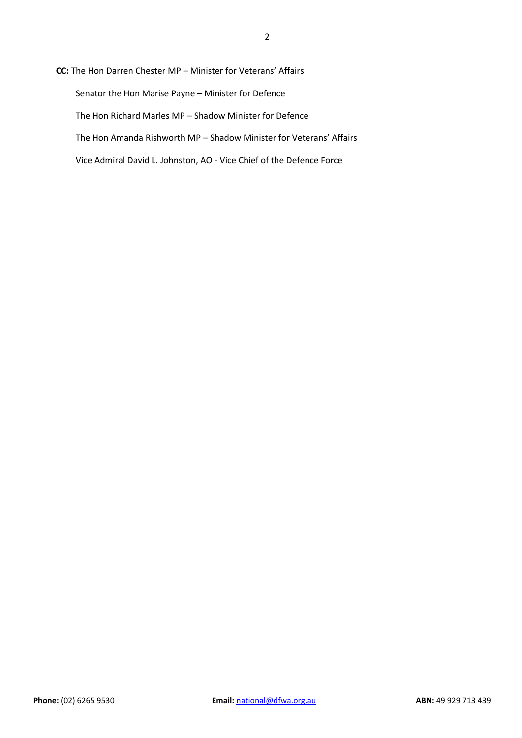**CC:** The Hon Darren Chester MP – Minister for Veterans' Affairs

Senator the Hon Marise Payne – Minister for Defence

The Hon Richard Marles MP – Shadow Minister for Defence

The Hon Amanda Rishworth MP – Shadow Minister for Veterans' Affairs

Vice Admiral David L. Johnston, AO - Vice Chief of the Defence Force

**Phone:** (02) 6265 9530 **Email:** national@dfwa.org.au **ABN:** 49 929 713 439